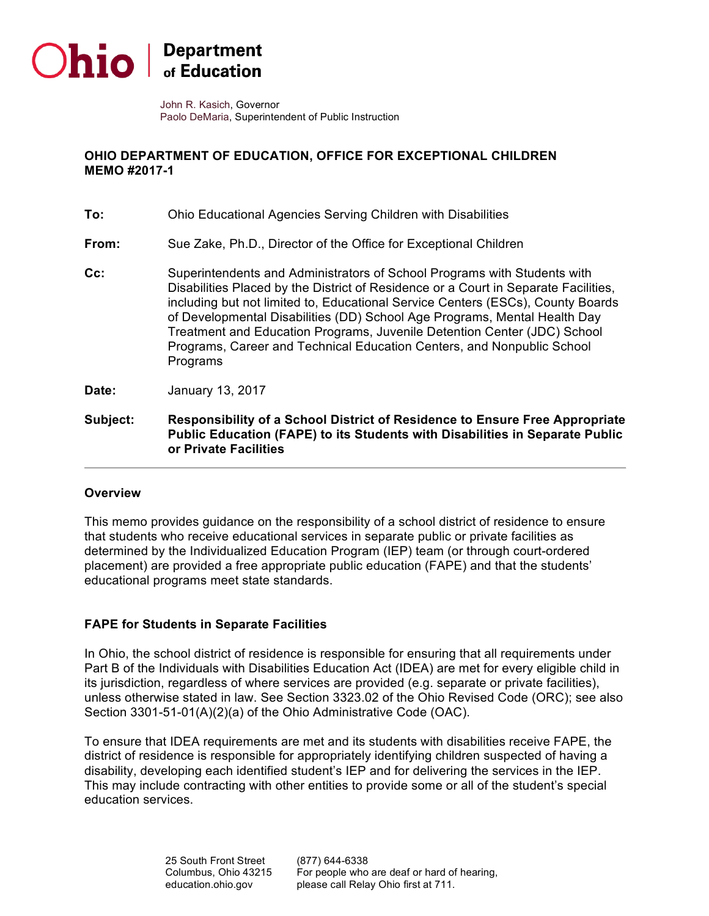# Ohio | Department of Education

John R. Kasich, Governor
Paolo DeMaria, Superintendent of Public Instruction

**OHIO DEPARTMENT OF EDUCATION, OFFICE FOR EXCEPTIONAL CHILDREN**
**MEMO #2017-1**

**To:** Ohio Educational Agencies Serving Children with Disabilities

**From:** Sue Zake, Ph.D., Director of the Office for Exceptional Children

**Cc:** Superintendents and Administrators of School Programs with Students with Disabilities Placed by the District of Residence or a Court in Separate Facilities, including but not limited to, Educational Service Centers (ESCs), County Boards of Developmental Disabilities (DD) School Age Programs, Mental Health Day Treatment and Education Programs, Juvenile Detention Center (JDC) School Programs, Career and Technical Education Centers, and Nonpublic School Programs

**Date:** January 13, 2017

**Subject:** **Responsibility of a School District of Residence to Ensure Free Appropriate Public Education (FAPE) to its Students with Disabilities in Separate Public or Private Facilities**

---

## Overview

This memo provides guidance on the responsibility of a school district of residence to ensure that students who receive educational services in separate public or private facilities as determined by the Individualized Education Program (IEP) team (or through court-ordered placement) are provided a free appropriate public education (FAPE) and that the students' educational programs meet state standards.

## FAPE for Students in Separate Facilities

In Ohio, the school district of residence is responsible for ensuring that all requirements under Part B of the Individuals with Disabilities Education Act (IDEA) are met for every eligible child in its jurisdiction, regardless of where services are provided (e.g. separate or private facilities), unless otherwise stated in law. See Section 3323.02 of the Ohio Revised Code (ORC); see also Section 3301-51-01(A)(2)(a) of the Ohio Administrative Code (OAC).

To ensure that IDEA requirements are met and its students with disabilities receive FAPE, the district of residence is responsible for appropriately identifying children suspected of having a disability, developing each identified student's IEP and for delivering the services in the IEP. This may include contracting with other entities to provide some or all of the student's special education services.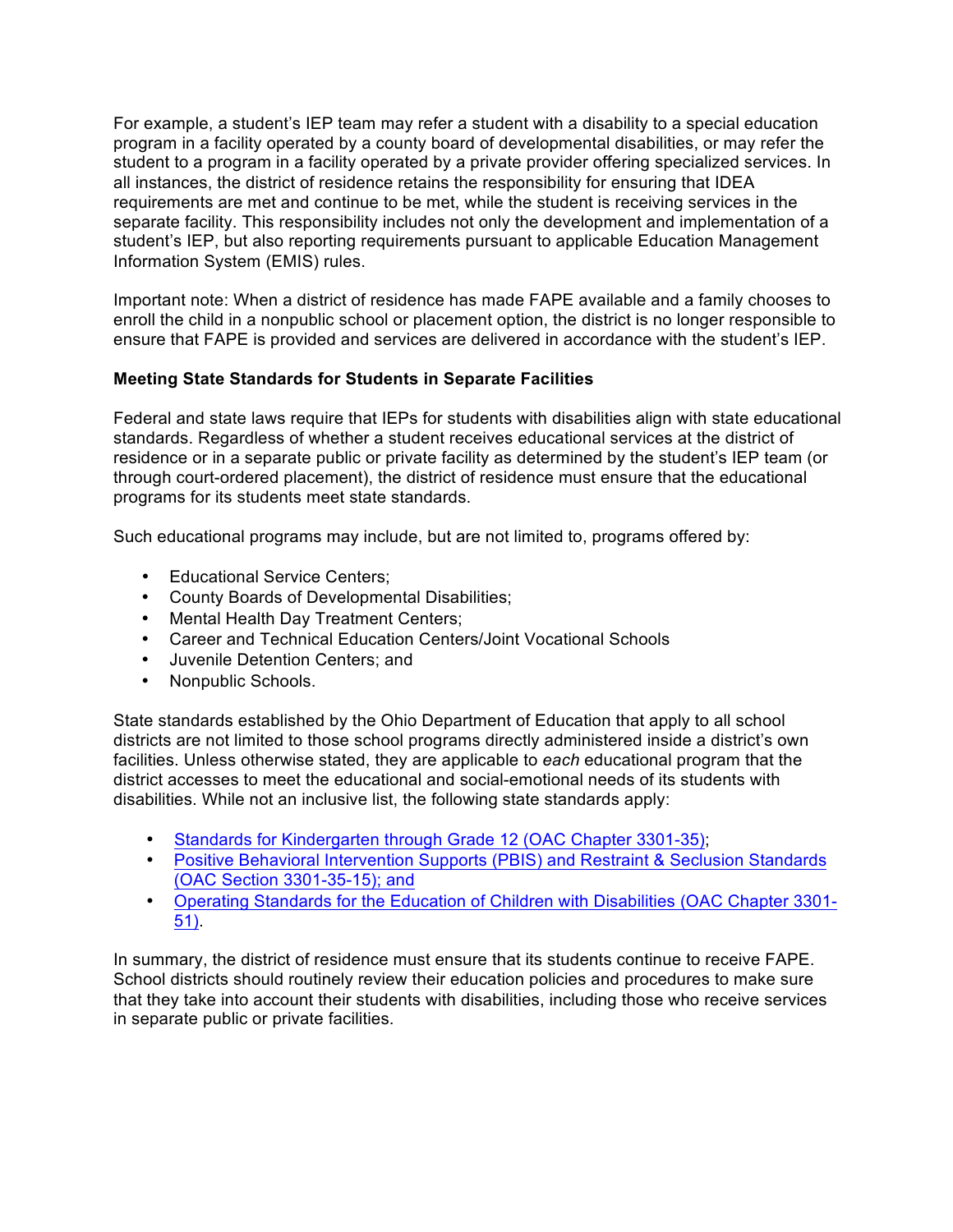For example, a student's IEP team may refer a student with a disability to a special education program in a facility operated by a county board of developmental disabilities, or may refer the student to a program in a facility operated by a private provider offering specialized services. In all instances, the district of residence retains the responsibility for ensuring that IDEA requirements are met and continue to be met, while the student is receiving services in the separate facility. This responsibility includes not only the development and implementation of a student's IEP, but also reporting requirements pursuant to applicable Education Management Information System (EMIS) rules.

Important note: When a district of residence has made FAPE available and a family chooses to enroll the child in a nonpublic school or placement option, the district is no longer responsible to ensure that FAPE is provided and services are delivered in accordance with the student's IEP.

**Meeting State Standards for Students in Separate Facilities**

Federal and state laws require that IEPs for students with disabilities align with state educational standards. Regardless of whether a student receives educational services at the district of residence or in a separate public or private facility as determined by the student's IEP team (or through court-ordered placement), the district of residence must ensure that the educational programs for its students meet state standards.

Such educational programs may include, but are not limited to, programs offered by:

- Educational Service Centers;
- County Boards of Developmental Disabilities;
- Mental Health Day Treatment Centers;
- Career and Technical Education Centers/Joint Vocational Schools
- Juvenile Detention Centers; and
- Nonpublic Schools.

State standards established by the Ohio Department of Education that apply to all school districts are not limited to those school programs directly administered inside a district's own facilities. Unless otherwise stated, they are applicable to *each* educational program that the district accesses to meet the educational and social-emotional needs of its students with disabilities. While not an inclusive list, the following state standards apply:

- Standards for Kindergarten through Grade 12 (OAC Chapter 3301-35);
- Positive Behavioral Intervention Supports (PBIS) and Restraint & Seclusion Standards (OAC Section 3301-35-15); and
- Operating Standards for the Education of Children with Disabilities (OAC Chapter 3301-51).

In summary, the district of residence must ensure that its students continue to receive FAPE. School districts should routinely review their education policies and procedures to make sure that they take into account their students with disabilities, including those who receive services in separate public or private facilities.